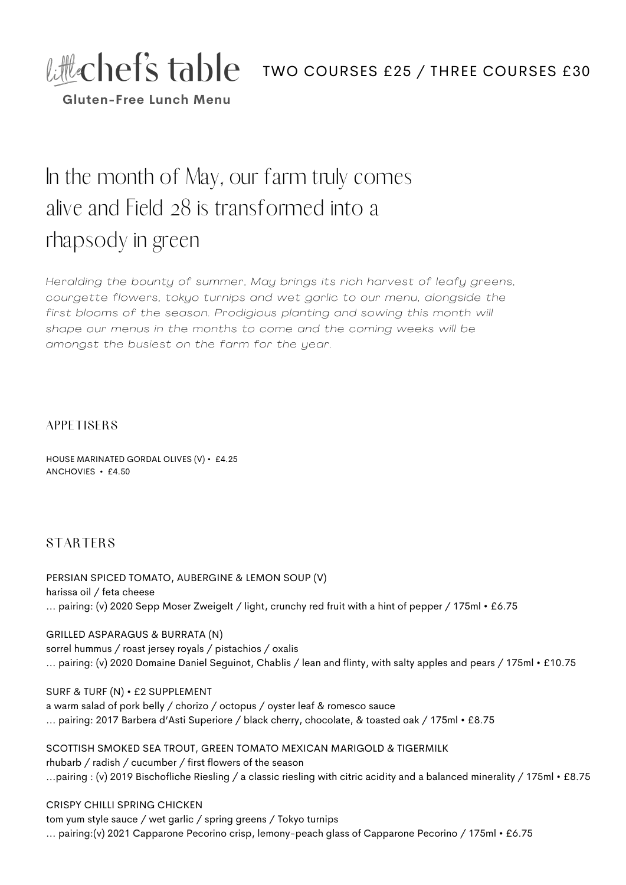# little chef's table

**Gluten-Free Lunch Menu**

TWO COURSES £25 / THREE COURSES £30

## In the month of May, our farm truly comes alive and Field 28 is transformed into a rhapsody in green

*Heralding the bounty of summer, May brings its rich harvest of leafy greens, courgette flowers, tokyo turnips and wet garlic to our menu, alongside the first blooms of the season. Prodigious planting and sowing this month will shape our menus in the months to come and the coming weeks will be amongst the busiest on the farm for the year.*

### APPETISERS

HOUSE MARINATED GORDAL OLIVES (V) • £4.25
ANCHOVIES • £4.50

### STARTERS

PERSIAN SPICED TOMATO, AUBERGINE & LEMON SOUP (V)
harissa oil / feta cheese
… pairing: (v) 2020 Sepp Moser Zweigelt / light, crunchy red fruit with a hint of pepper / 175ml • £6.75

GRILLED ASPARAGUS & BURRATA (N)
sorrel hummus / roast jersey royals / pistachios / oxalis
… pairing: (v) 2020 Domaine Daniel Seguinot, Chablis / lean and flinty, with salty apples and pears / 175ml • £10.75

SURF & TURF (N) • £2 SUPPLEMENT
a warm salad of pork belly / chorizo / octopus / oyster leaf & romesco sauce
… pairing: 2017 Barbera d'Asti Superiore / black cherry, chocolate, & toasted oak / 175ml • £8.75

SCOTTISH SMOKED SEA TROUT, GREEN TOMATO MEXICAN MARIGOLD & TIGERMILK
rhubarb / radish / cucumber / first flowers of the season
…pairing : (v) 2019 Bischofliche Riesling / a classic riesling with citric acidity and a balanced minerality / 175ml • £8.75

CRISPY CHILLI SPRING CHICKEN
tom yum style sauce / wet garlic / spring greens / Tokyo turnips
… pairing:(v) 2021 Capparone Pecorino crisp, lemony-peach glass of Capparone Pecorino / 175ml • £6.75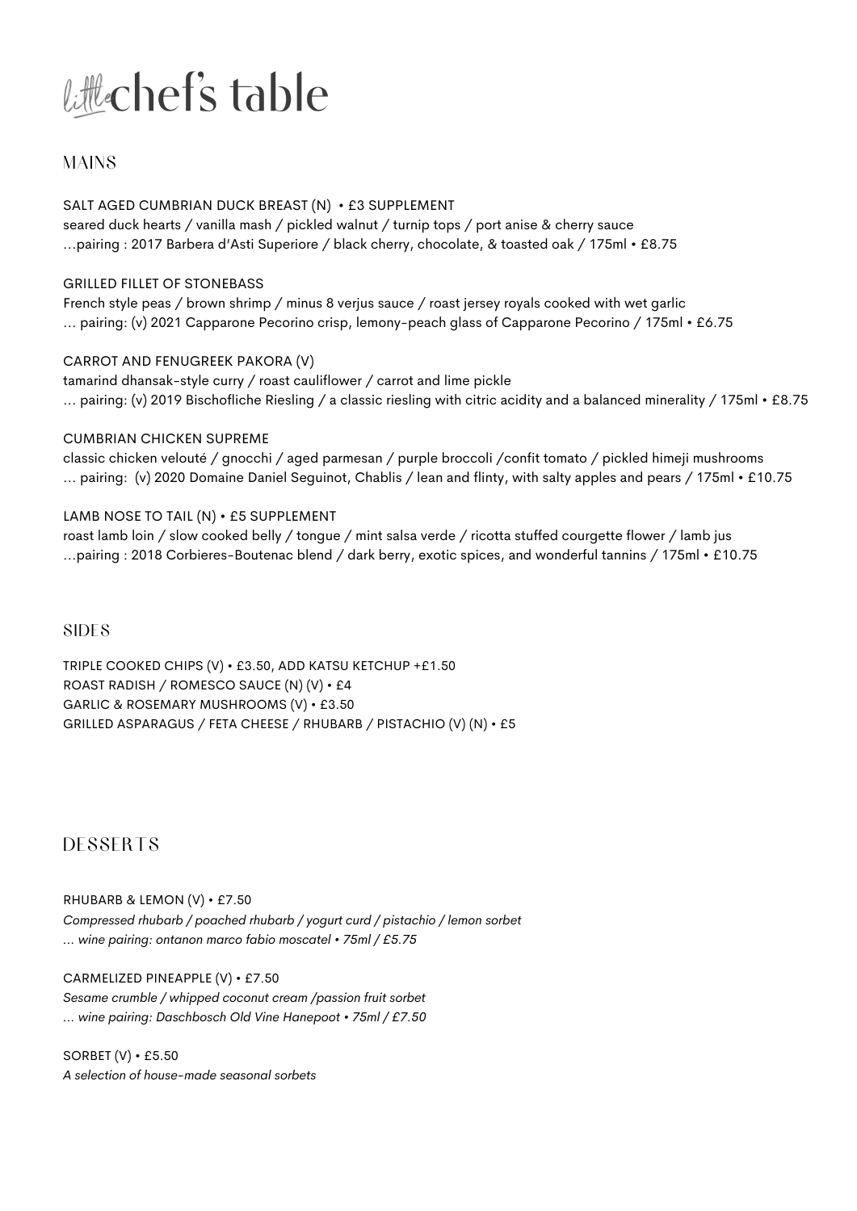# little chef's table

## MAINS

SALT AGED CUMBRIAN DUCK BREAST (N) • £3 SUPPLEMENT
seared duck hearts / vanilla mash / pickled walnut / turnip tops / port anise & cherry sauce
…pairing : 2017 Barbera d'Asti Superiore / black cherry, chocolate, & toasted oak / 175ml • £8.75

GRILLED FILLET OF STONEBASS
French style peas / brown shrimp / minus 8 verjus sauce / roast jersey royals cooked with wet garlic
… pairing: (v) 2021 Capparone Pecorino crisp, lemony-peach glass of Capparone Pecorino / 175ml • £6.75

CARROT AND FENUGREEK PAKORA (V)
tamarind dhansak-style curry / roast cauliflower / carrot and lime pickle
… pairing: (v) 2019 Bischofliche Riesling / a classic riesling with citric acidity and a balanced minerality / 175ml • £8.75

CUMBRIAN CHICKEN SUPREME
classic chicken velouté / gnocchi / aged parmesan / purple broccoli /confit tomato / pickled himeji mushrooms
… pairing: (v) 2020 Domaine Daniel Seguinot, Chablis / lean and flinty, with salty apples and pears / 175ml • £10.75

LAMB NOSE TO TAIL (N) • £5 SUPPLEMENT
roast lamb loin / slow cooked belly / tongue / mint salsa verde / ricotta stuffed courgette flower / lamb jus
…pairing : 2018 Corbieres-Boutenac blend / dark berry, exotic spices, and wonderful tannins / 175ml • £10.75

## SIDES

TRIPLE COOKED CHIPS (V) • £3.50, ADD KATSU KETCHUP +£1.50
ROAST RADISH / ROMESCO SAUCE (N) (V) • £4
GARLIC & ROSEMARY MUSHROOMS (V) • £3.50
GRILLED ASPARAGUS / FETA CHEESE / RHUBARB / PISTACHIO (V) (N) • £5

## DESSERTS

RHUBARB & LEMON (V) • £7.50
*Compressed rhubarb / poached rhubarb / yogurt curd / pistachio / lemon sorbet*
*… wine pairing: ontanon marco fabio moscatel • 75ml / £5.75*

CARMELIZED PINEAPPLE (V) • £7.50
*Sesame crumble / whipped coconut cream /passion fruit sorbet*
*… wine pairing: Daschbosch Old Vine Hanepoot • 75ml / £7.50*

SORBET (V) • £5.50
*A selection of house-made seasonal sorbets*